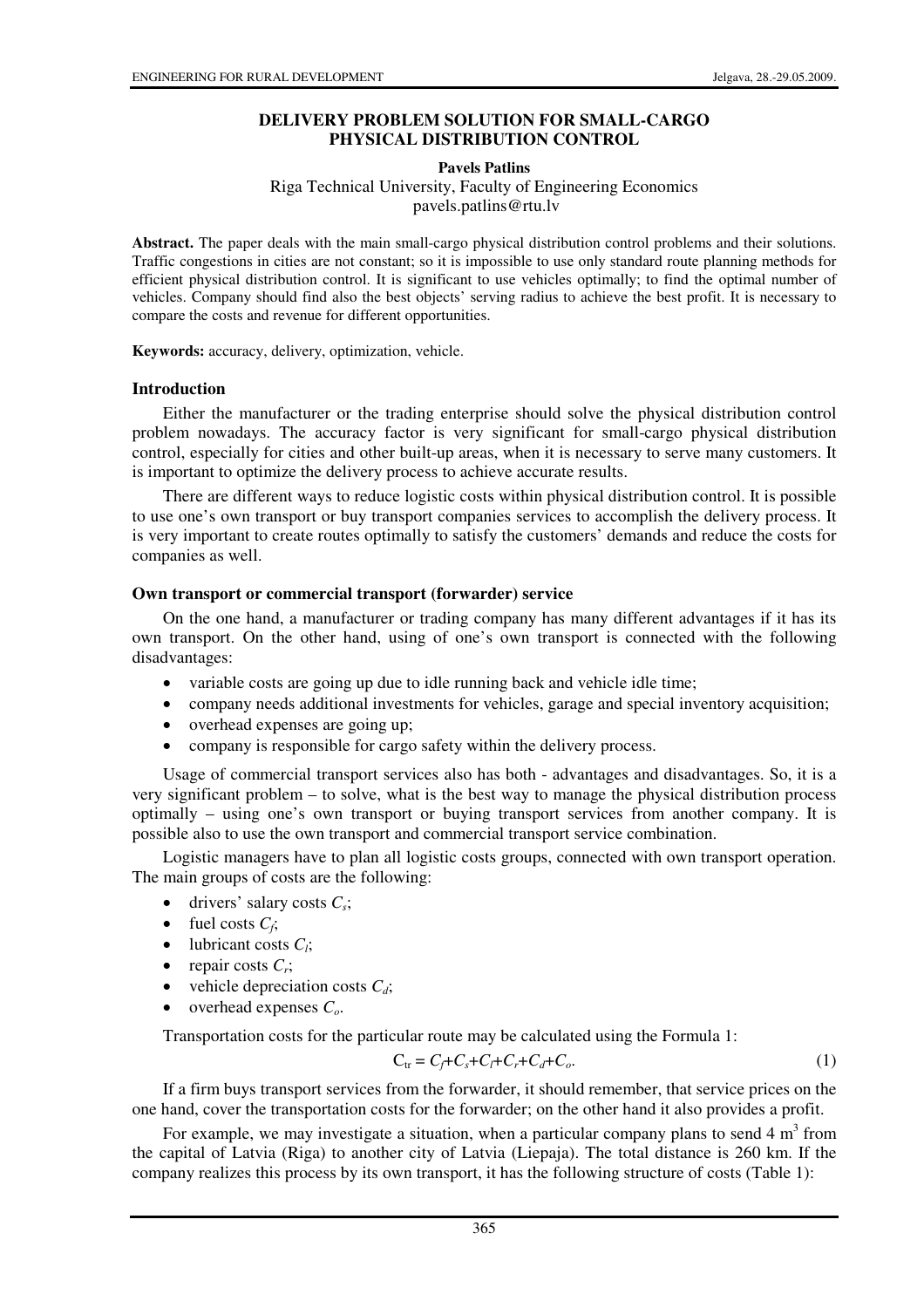# DELIVERY PROBLEM SOLUTION FOR SMALL-CARGO PHYSICAL DISTRIBUTION CONTROL

**Pavels Patlins**

Riga Technical University, Faculty of Engineering Economics

pavels.patlins@rtu.lv

**Abstract.** The paper deals with the main small-cargo physical distribution control problems and their solutions. Traffic congestions in cities are not constant; so it is impossible to use only standard route planning methods for efficient physical distribution control. It is significant to use vehicles optimally; to find the optimal number of vehicles. Company should find also the best objects' serving radius to achieve the best profit. It is necessary to compare the costs and revenue for different opportunities.

**Keywords:** accuracy, delivery, optimization, vehicle.

## Introduction

Either the manufacturer or the trading enterprise should solve the physical distribution control problem nowadays. The accuracy factor is very significant for small-cargo physical distribution control, especially for cities and other built-up areas, when it is necessary to serve many customers. It is important to optimize the delivery process to achieve accurate results.

There are different ways to reduce logistic costs within physical distribution control. It is possible to use one's own transport or buy transport companies services to accomplish the delivery process. It is very important to create routes optimally to satisfy the customers' demands and reduce the costs for companies as well.

## Own transport or commercial transport (forwarder) service

On the one hand, a manufacturer or trading company has many different advantages if it has its own transport. On the other hand, using of one's own transport is connected with the following disadvantages:

- variable costs are going up due to idle running back and vehicle idle time;
- company needs additional investments for vehicles, garage and special inventory acquisition;
- overhead expenses are going up;
- company is responsible for cargo safety within the delivery process.

Usage of commercial transport services also has both - advantages and disadvantages. So, it is a very significant problem – to solve, what is the best way to manage the physical distribution process optimally – using one's own transport or buying transport services from another company. It is possible also to use the own transport and commercial transport service combination.

Logistic managers have to plan all logistic costs groups, connected with own transport operation. The main groups of costs are the following:

- drivers' salary costs $C_s$;
- fuel costs $C_f$;
- lubricant costs $C_l$;
- repair costs $C_r$;
- vehicle depreciation costs $C_d$;
- overhead expenses $C_o$.

Transportation costs for the particular route may be calculated using the Formula 1:

$$C_{tr} = C_f + C_s + C_l + C_r + C_d + C_o. \tag{1}$$

If a firm buys transport services from the forwarder, it should remember, that service prices on the one hand, cover the transportation costs for the forwarder; on the other hand it also provides a profit.

For example, we may investigate a situation, when a particular company plans to send 4 m$^3$ from the capital of Latvia (Riga) to another city of Latvia (Liepaja). The total distance is 260 km. If the company realizes this process by its own transport, it has the following structure of costs (Table 1):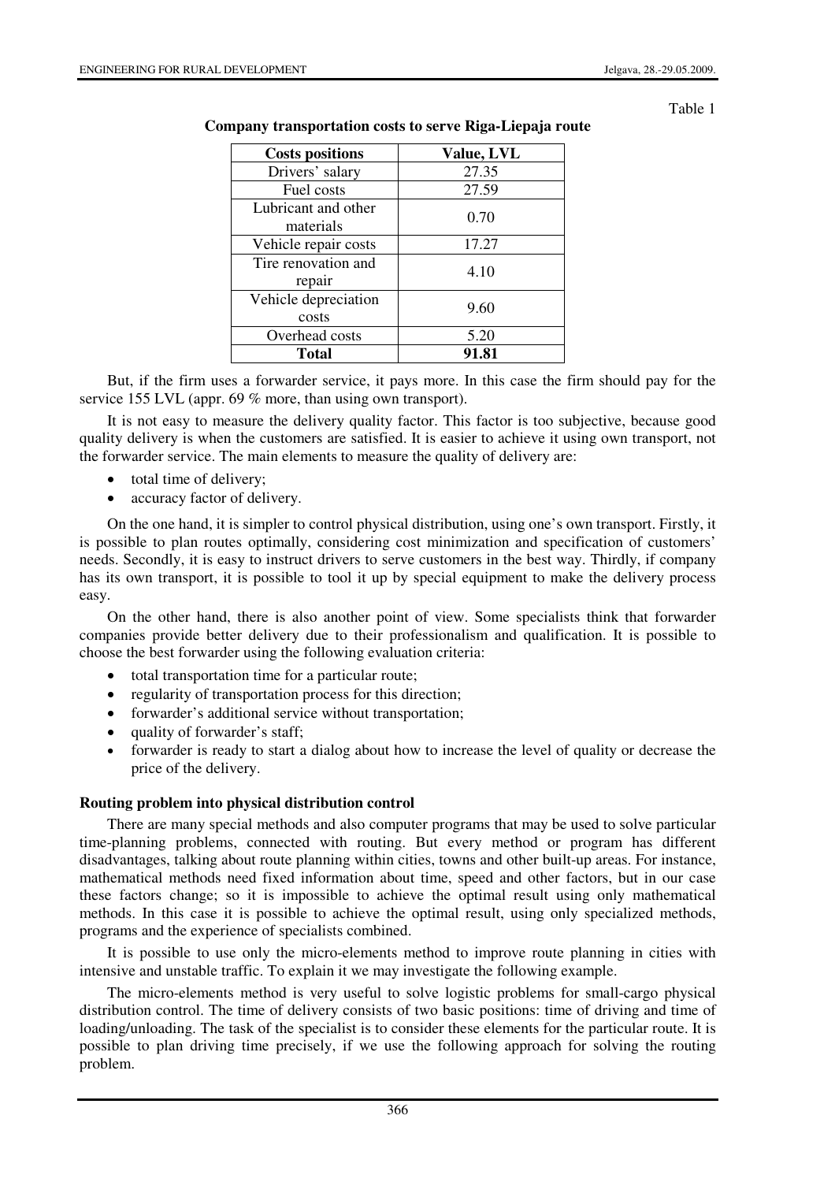Table 1

**Company transportation costs to serve Riga-Liepaja route**

| Costs positions | Value, LVL |
|---|---|
| Drivers' salary | 27.35 |
| Fuel costs | 27.59 |
| Lubricant and other materials | 0.70 |
| Vehicle repair costs | 17.27 |
| Tire renovation and repair | 4.10 |
| Vehicle depreciation costs | 9.60 |
| Overhead costs | 5.20 |
| **Total** | **91.81** |

But, if the firm uses a forwarder service, it pays more. In this case the firm should pay for the service 155 LVL (appr. 69 % more, than using own transport).

It is not easy to measure the delivery quality factor. This factor is too subjective, because good quality delivery is when the customers are satisfied. It is easier to achieve it using own transport, not the forwarder service. The main elements to measure the quality of delivery are:

- total time of delivery;
- accuracy factor of delivery.

On the one hand, it is simpler to control physical distribution, using one's own transport. Firstly, it is possible to plan routes optimally, considering cost minimization and specification of customers' needs. Secondly, it is easy to instruct drivers to serve customers in the best way. Thirdly, if company has its own transport, it is possible to tool it up by special equipment to make the delivery process easy.

On the other hand, there is also another point of view. Some specialists think that forwarder companies provide better delivery due to their professionalism and qualification. It is possible to choose the best forwarder using the following evaluation criteria:

- total transportation time for a particular route;
- regularity of transportation process for this direction;
- forwarder's additional service without transportation;
- quality of forwarder's staff;
- forwarder is ready to start a dialog about how to increase the level of quality or decrease the price of the delivery.

### Routing problem into physical distribution control

There are many special methods and also computer programs that may be used to solve particular time-planning problems, connected with routing. But every method or program has different disadvantages, talking about route planning within cities, towns and other built-up areas. For instance, mathematical methods need fixed information about time, speed and other factors, but in our case these factors change; so it is impossible to achieve the optimal result using only mathematical methods. In this case it is possible to achieve the optimal result, using only specialized methods, programs and the experience of specialists combined.

It is possible to use only the micro-elements method to improve route planning in cities with intensive and unstable traffic. To explain it we may investigate the following example.

The micro-elements method is very useful to solve logistic problems for small-cargo physical distribution control. The time of delivery consists of two basic positions: time of driving and time of loading/unloading. The task of the specialist is to consider these elements for the particular route. It is possible to plan driving time precisely, if we use the following approach for solving the routing problem.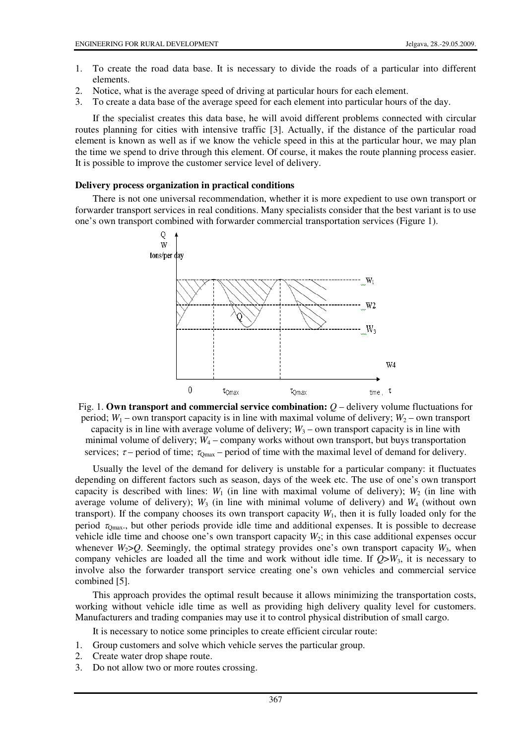1. To create the road data base. It is necessary to divide the roads of a particular into different elements.
2. Notice, what is the average speed of driving at particular hours for each element.
3. To create a data base of the average speed for each element into particular hours of the day.

If the specialist creates this data base, he will avoid different problems connected with circular routes planning for cities with intensive traffic [3]. Actually, if the distance of the particular road element is known as well as if we know the vehicle speed in this at the particular hour, we may plan the time we spend to drive through this element. Of course, it makes the route planning process easier. It is possible to improve the customer service level of delivery.

**Delivery process organization in practical conditions**

There is not one universal recommendation, whether it is more expedient to use own transport or forwarder transport services in real conditions. Many specialists consider that the best variant is to use one's own transport combined with forwarder commercial transportation services (Figure 1).

Fig. 1. **Own transport and commercial service combination:** $Q$ – delivery volume fluctuations for period; $W_1$ – own transport capacity is in line with maximal volume of delivery; $W_2$ – own transport capacity is in line with average volume of delivery; $W_3$ – own transport capacity is in line with minimal volume of delivery; $W_4$ – company works without own transport, but buys transportation services; $\tau$ – period of time; $\tau_{Qmax}$ – period of time with the maximal level of demand for delivery.

Usually the level of the demand for delivery is unstable for a particular company: it fluctuates depending on different factors such as season, days of the week etc. The use of one's own transport capacity is described with lines: $W_1$ (in line with maximal volume of delivery); $W_2$ (in line with average volume of delivery); $W_3$ (in line with minimal volume of delivery) and $W_4$ (without own transport). If the company chooses its own transport capacity $W_1$, then it is fully loaded only for the period $\tau_{Qmax}$., but other periods provide idle time and additional expenses. It is possible to decrease vehicle idle time and choose one's own transport capacity $W_2$; in this case additional expenses occur whenever $W_2>Q$. Seemingly, the optimal strategy provides one's own transport capacity $W_3$, when company vehicles are loaded all the time and work without idle time. If $Q>W_3$, it is necessary to involve also the forwarder transport service creating one's own vehicles and commercial service combined [5].

This approach provides the optimal result because it allows minimizing the transportation costs, working without vehicle idle time as well as providing high delivery quality level for customers. Manufacturers and trading companies may use it to control physical distribution of small cargo.

It is necessary to notice some principles to create efficient circular route:

1. Group customers and solve which vehicle serves the particular group.
2. Create water drop shape route.
3. Do not allow two or more routes crossing.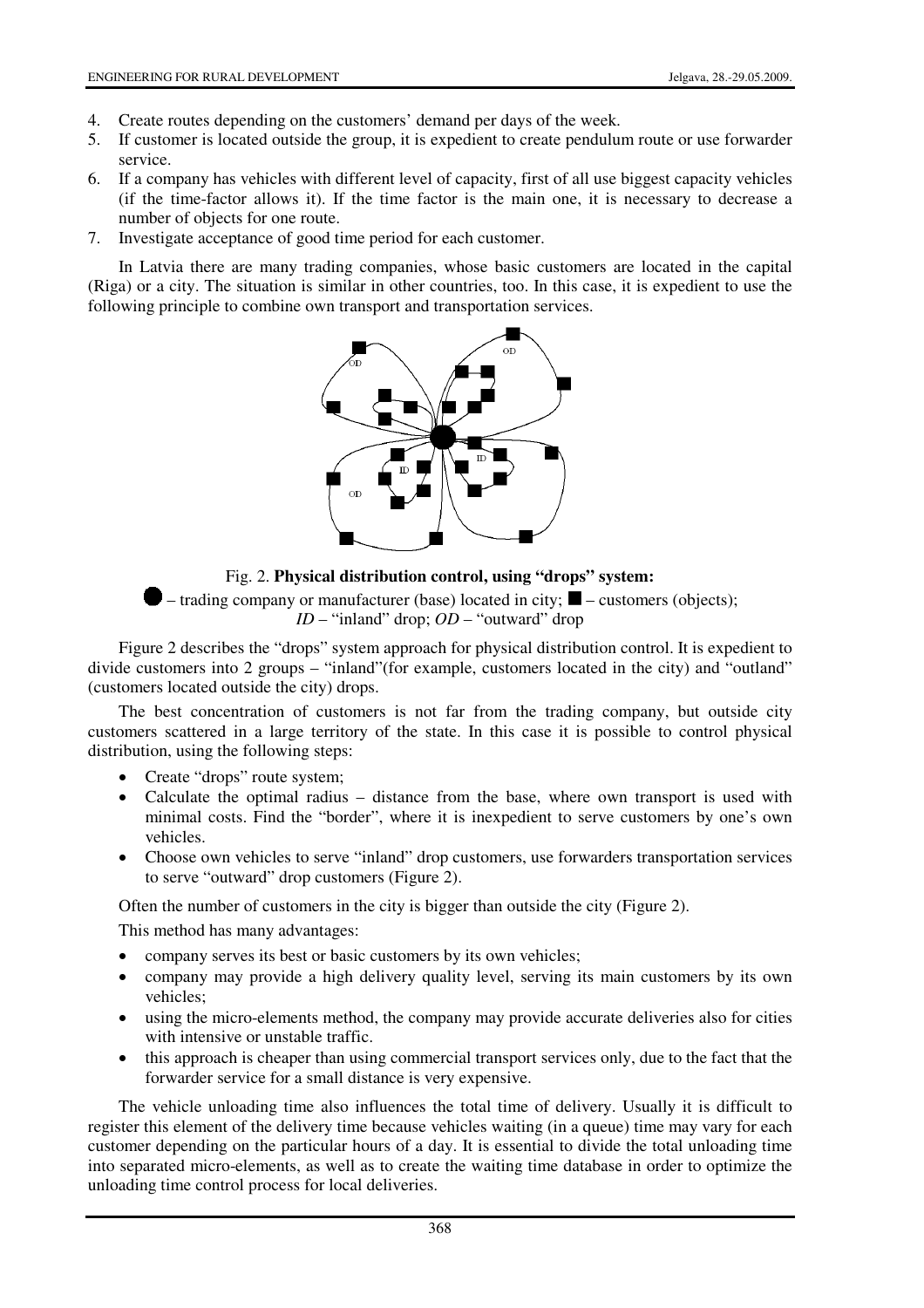4. Create routes depending on the customers' demand per days of the week.
5. If customer is located outside the group, it is expedient to create pendulum route or use forwarder service.
6. If a company has vehicles with different level of capacity, first of all use biggest capacity vehicles (if the time-factor allows it). If the time factor is the main one, it is necessary to decrease a number of objects for one route.
7. Investigate acceptance of good time period for each customer.

In Latvia there are many trading companies, whose basic customers are located in the capital (Riga) or a city. The situation is similar in other countries, too. In this case, it is expedient to use the following principle to combine own transport and transportation services.

Fig. 2. **Physical distribution control, using "drops" system:**

● – trading company or manufacturer (base) located in city; ■ – customers (objects); *ID* – "inland" drop; *OD* – "outward" drop

Figure 2 describes the "drops" system approach for physical distribution control. It is expedient to divide customers into 2 groups – "inland"(for example, customers located in the city) and "outland" (customers located outside the city) drops.

The best concentration of customers is not far from the trading company, but outside city customers scattered in a large territory of the state. In this case it is possible to control physical distribution, using the following steps:

- Create "drops" route system;
- Calculate the optimal radius – distance from the base, where own transport is used with minimal costs. Find the "border", where it is inexpedient to serve customers by one's own vehicles.
- Choose own vehicles to serve "inland" drop customers, use forwarders transportation services to serve "outward" drop customers (Figure 2).

Often the number of customers in the city is bigger than outside the city (Figure 2).

This method has many advantages:

- company serves its best or basic customers by its own vehicles;
- company may provide a high delivery quality level, serving its main customers by its own vehicles;
- using the micro-elements method, the company may provide accurate deliveries also for cities with intensive or unstable traffic.
- this approach is cheaper than using commercial transport services only, due to the fact that the forwarder service for a small distance is very expensive.

The vehicle unloading time also influences the total time of delivery. Usually it is difficult to register this element of the delivery time because vehicles waiting (in a queue) time may vary for each customer depending on the particular hours of a day. It is essential to divide the total unloading time into separated micro-elements, as well as to create the waiting time database in order to optimize the unloading time control process for local deliveries.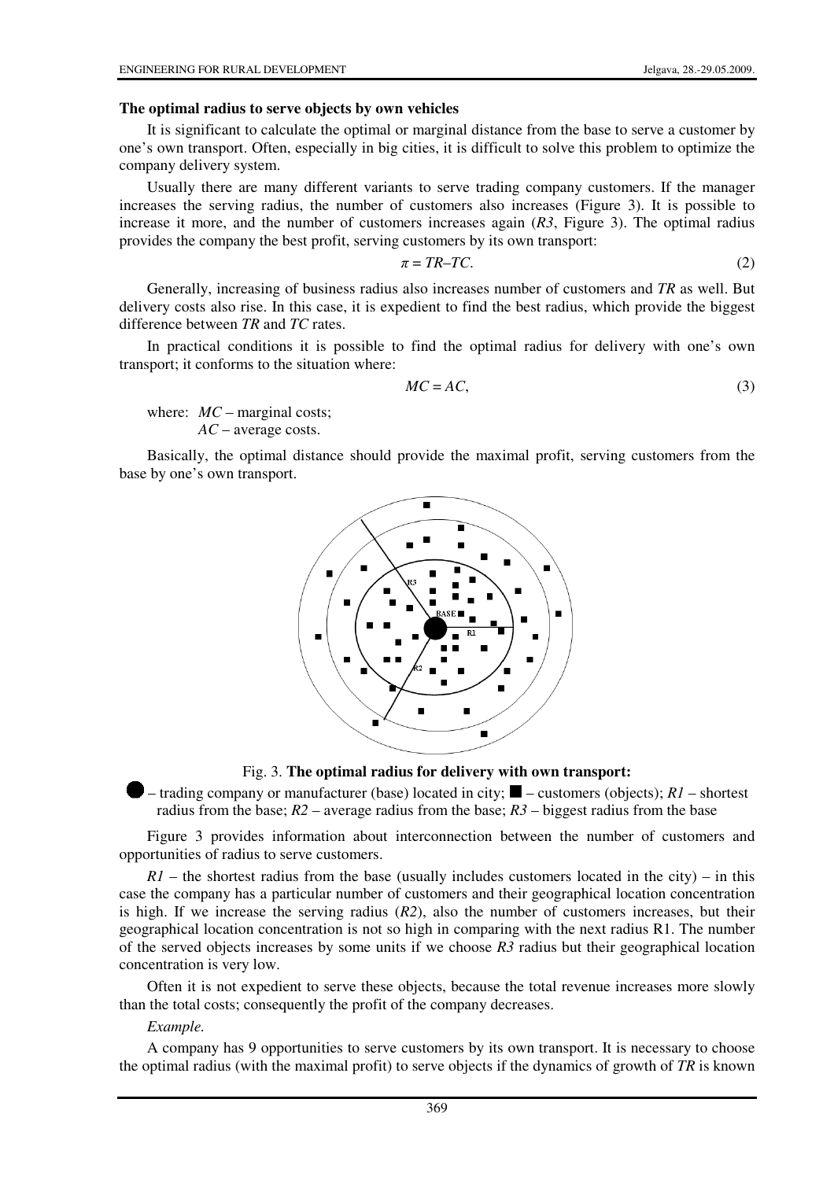**The optimal radius to serve objects by own vehicles**

It is significant to calculate the optimal or marginal distance from the base to serve a customer by one's own transport. Often, especially in big cities, it is difficult to solve this problem to optimize the company delivery system.

Usually there are many different variants to serve trading company customers. If the manager increases the serving radius, the number of customers also increases (Figure 3). It is possible to increase it more, and the number of customers increases again (*R3*, Figure 3). The optimal radius provides the company the best profit, serving customers by its own transport:

$$\pi = TR - TC. \tag{2}$$

Generally, increasing of business radius also increases number of customers and *TR* as well. But delivery costs also rise. In this case, it is expedient to find the best radius, which provide the biggest difference between *TR* and *TC* rates.

In practical conditions it is possible to find the optimal radius for delivery with one's own transport; it conforms to the situation where:

$$MC = AC, \tag{3}$$

where: *MC* – marginal costs;
*AC* – average costs.

Basically, the optimal distance should provide the maximal profit, serving customers from the base by one's own transport.

Fig. 3. **The optimal radius for delivery with own transport:**

● – trading company or manufacturer (base) located in city; ■ – customers (objects); *R1* – shortest radius from the base; *R2* – average radius from the base; *R3* – biggest radius from the base

Figure 3 provides information about interconnection between the number of customers and opportunities of radius to serve customers.

*R1* – the shortest radius from the base (usually includes customers located in the city) – in this case the company has a particular number of customers and their geographical location concentration is high. If we increase the serving radius (*R2*), also the number of customers increases, but their geographical location concentration is not so high in comparing with the next radius R1. The number of the served objects increases by some units if we choose *R3* radius but their geographical location concentration is very low.

Often it is not expedient to serve these objects, because the total revenue increases more slowly than the total costs; consequently the profit of the company decreases.

*Example.*

A company has 9 opportunities to serve customers by its own transport. It is necessary to choose the optimal radius (with the maximal profit) to serve objects if the dynamics of growth of *TR* is known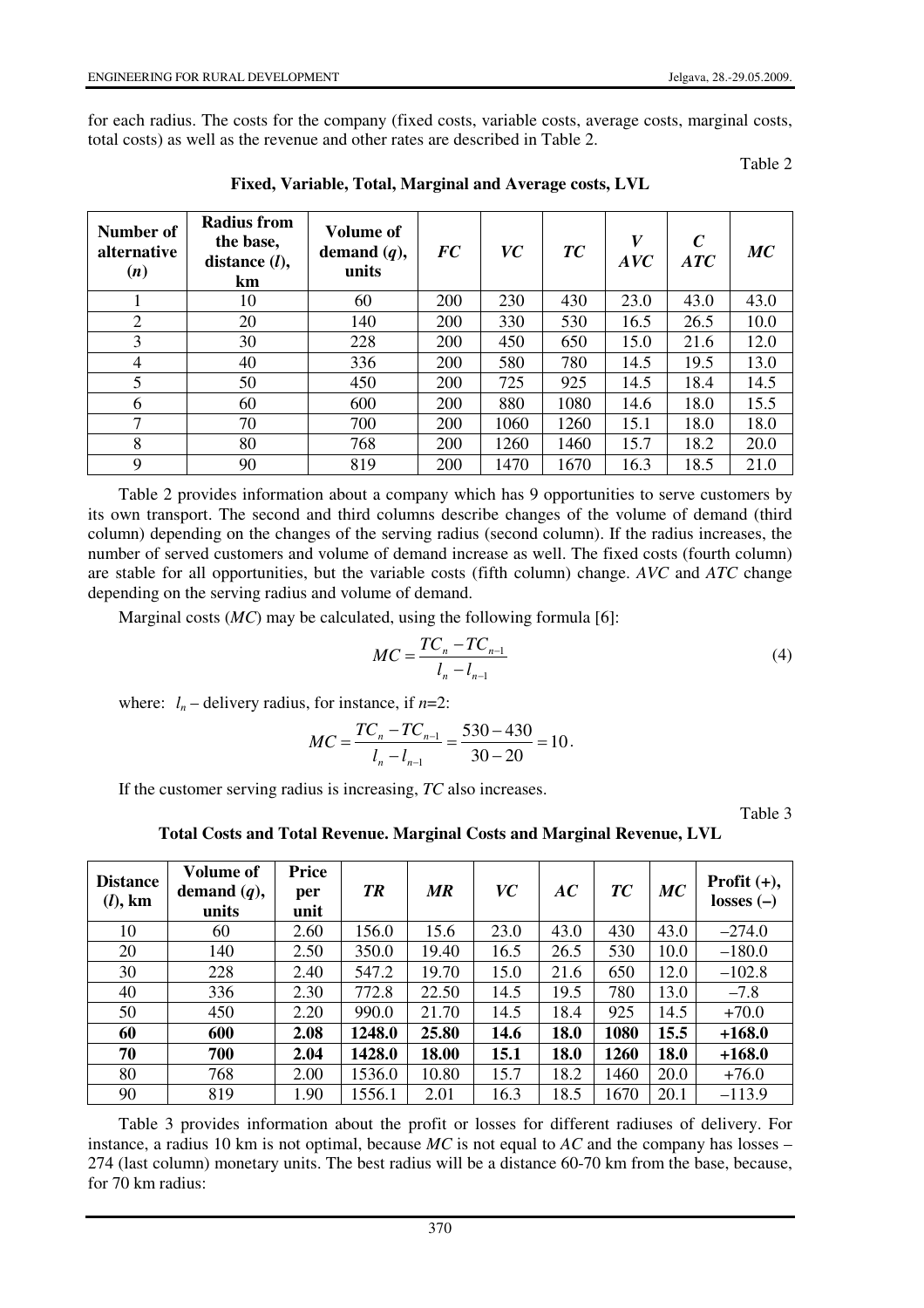for each radius. The costs for the company (fixed costs, variable costs, average costs, marginal costs, total costs) as well as the revenue and other rates are described in Table 2.

Table 2

**Fixed, Variable, Total, Marginal and Average costs, LVL**

| Number of alternative (*n*) | Radius from the base, distance (*l*), km | Volume of demand (*q*), units | *FC* | *VC* | *TC* | *V AVC* | *C ATC* | *MC* |
|---|---|---|---|---|---|---|---|---|
| 1 | 10 | 60 | 200 | 230 | 430 | 23.0 | 43.0 | 43.0 |
| 2 | 20 | 140 | 200 | 330 | 530 | 16.5 | 26.5 | 10.0 |
| 3 | 30 | 228 | 200 | 450 | 650 | 15.0 | 21.6 | 12.0 |
| 4 | 40 | 336 | 200 | 580 | 780 | 14.5 | 19.5 | 13.0 |
| 5 | 50 | 450 | 200 | 725 | 925 | 14.5 | 18.4 | 14.5 |
| 6 | 60 | 600 | 200 | 880 | 1080 | 14.6 | 18.0 | 15.5 |
| 7 | 70 | 700 | 200 | 1060 | 1260 | 15.1 | 18.0 | 18.0 |
| 8 | 80 | 768 | 200 | 1260 | 1460 | 15.7 | 18.2 | 20.0 |
| 9 | 90 | 819 | 200 | 1470 | 1670 | 16.3 | 18.5 | 21.0 |

Table 2 provides information about a company which has 9 opportunities to serve customers by its own transport. The second and third columns describe changes of the volume of demand (third column) depending on the changes of the serving radius (second column). If the radius increases, the number of served customers and volume of demand increase as well. The fixed costs (fourth column) are stable for all opportunities, but the variable costs (fifth column) change. *AVC* and *ATC* change depending on the serving radius and volume of demand.

Marginal costs (*MC*) may be calculated, using the following formula [6]:

$$MC = \frac{TC_n - TC_{n-1}}{l_n - l_{n-1}} \tag{4}$$

where: $l_n$ – delivery radius, for instance, if $n$=2:

$$MC = \frac{TC_n - TC_{n-1}}{l_n - l_{n-1}} = \frac{530 - 430}{30 - 20} = 10.$$

If the customer serving radius is increasing, *TC* also increases.

Table 3

**Total Costs and Total Revenue. Marginal Costs and Marginal Revenue, LVL**

| Distance (*l*), km | Volume of demand (*q*), units | Price per unit | *TR* | *MR* | *VC* | *AC* | *TC* | *MC* | Profit (+), losses (–) |
|---|---|---|---|---|---|---|---|---|---|
| 10 | 60 | 2.60 | 156.0 | 15.6 | 23.0 | 43.0 | 430 | 43.0 | –274.0 |
| 20 | 140 | 2.50 | 350.0 | 19.40 | 16.5 | 26.5 | 530 | 10.0 | –180.0 |
| 30 | 228 | 2.40 | 547.2 | 19.70 | 15.0 | 21.6 | 650 | 12.0 | –102.8 |
| 40 | 336 | 2.30 | 772.8 | 22.50 | 14.5 | 19.5 | 780 | 13.0 | –7.8 |
| 50 | 450 | 2.20 | 990.0 | 21.70 | 14.5 | 18.4 | 925 | 14.5 | +70.0 |
| **60** | **600** | **2.08** | **1248.0** | **25.80** | **14.6** | **18.0** | **1080** | **15.5** | **+168.0** |
| **70** | **700** | **2.04** | **1428.0** | **18.00** | **15.1** | **18.0** | **1260** | **18.0** | **+168.0** |
| 80 | 768 | 2.00 | 1536.0 | 10.80 | 15.7 | 18.2 | 1460 | 20.0 | +76.0 |
| 90 | 819 | 1.90 | 1556.1 | 2.01 | 16.3 | 18.5 | 1670 | 20.1 | –113.9 |

Table 3 provides information about the profit or losses for different radiuses of delivery. For instance, a radius 10 km is not optimal, because *MC* is not equal to *AC* and the company has losses – 274 (last column) monetary units. The best radius will be a distance 60-70 km from the base, because, for 70 km radius: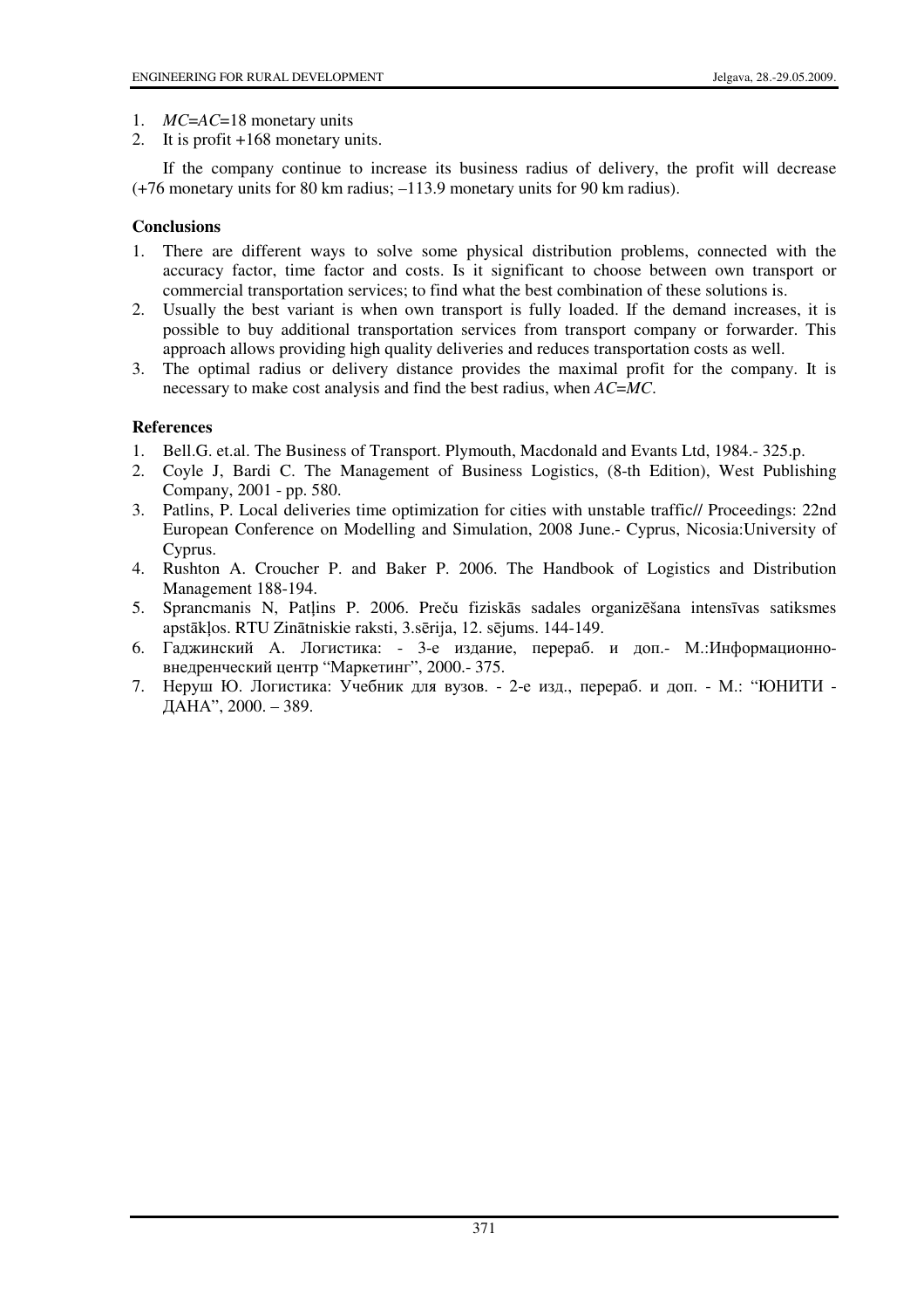1. $MC=AC=18$ monetary units
2. It is profit +168 monetary units.

If the company continue to increase its business radius of delivery, the profit will decrease (+76 monetary units for 80 km radius; –113.9 monetary units for 90 km radius).

## Conclusions

1. There are different ways to solve some physical distribution problems, connected with the accuracy factor, time factor and costs. Is it significant to choose between own transport or commercial transportation services; to find what the best combination of these solutions is.
2. Usually the best variant is when own transport is fully loaded. If the demand increases, it is possible to buy additional transportation services from transport company or forwarder. This approach allows providing high quality deliveries and reduces transportation costs as well.
3. The optimal radius or delivery distance provides the maximal profit for the company. It is necessary to make cost analysis and find the best radius, when $AC=MC$.

## References

1. Bell.G. et.al. The Business of Transport. Plymouth, Macdonald and Evants Ltd, 1984.- 325.p.
2. Coyle J, Bardi C. The Management of Business Logistics, (8-th Edition), West Publishing Company, 2001 - pp. 580.
3. Patlins, P. Local deliveries time optimization for cities with unstable traffic// Proceedings: 22nd European Conference on Modelling and Simulation, 2008 June.- Cyprus, Nicosia:University of Cyprus.
4. Rushton A. Croucher P. and Baker P. 2006. The Handbook of Logistics and Distribution Management 188-194.
5. Sprancmanis N, Patļins P. 2006. Preču fiziskās sadales organizēšana intensīvas satiksmes apstākļos. RTU Zinātniskie raksti, 3.sērija, 12. sējums. 144-149.
6. Гаджинский А. Логистика: - 3-е издание, перераб. и доп.- М.:Информационно-внедренческий центр "Маркетинг", 2000.- 375.
7. Неруш Ю. Логистика: Учебник для вузов. - 2-е изд., перераб. и доп. - М.: "ЮНИТИ - ДАНА", 2000. – 389.